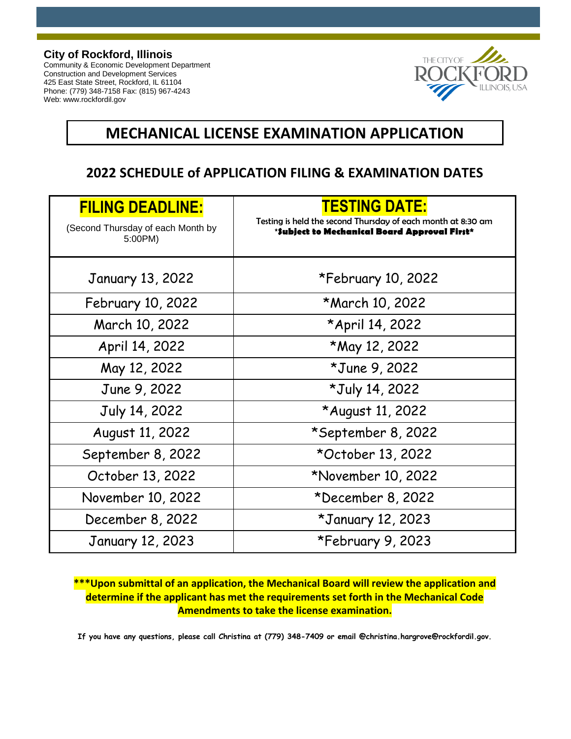**City of Rockford, Illinois**
Community & Economic Development Department
Construction and Development Services
425 East State Street, Rockford, IL 61104
Phone: (779) 348-7158 Fax: (815) 967-4243
Web: www.rockfordil.gov

# MECHANICAL LICENSE EXAMINATION APPLICATION

## 2022 SCHEDULE of APPLICATION FILING & EXAMINATION DATES

| **FILING DEADLINE:** (Second Thursday of each Month by 5:00PM) | **TESTING DATE:** Testing is held the second Thursday of each month at 8:30 am ***Subject to Mechanical Board Approval First*** |
|---|---|
| January 13, 2022 | *February 10, 2022 |
| February 10, 2022 | *March 10, 2022 |
| March 10, 2022 | *April 14, 2022 |
| April 14, 2022 | *May 12, 2022 |
| May 12, 2022 | *June 9, 2022 |
| June 9, 2022 | *July 14, 2022 |
| July 14, 2022 | *August 11, 2022 |
| August 11, 2022 | *September 8, 2022 |
| September 8, 2022 | *October 13, 2022 |
| October 13, 2022 | *November 10, 2022 |
| November 10, 2022 | *December 8, 2022 |
| December 8, 2022 | *January 12, 2023 |
| January 12, 2023 | *February 9, 2023 |

*****Upon submittal of an application, the Mechanical Board will review the application and determine if the applicant has met the requirements set forth in the Mechanical Code Amendments to take the license examination.**

**If you have any questions, please call Christina at (779) 348-7409 or email @christina.hargrove@rockfordil.gov.**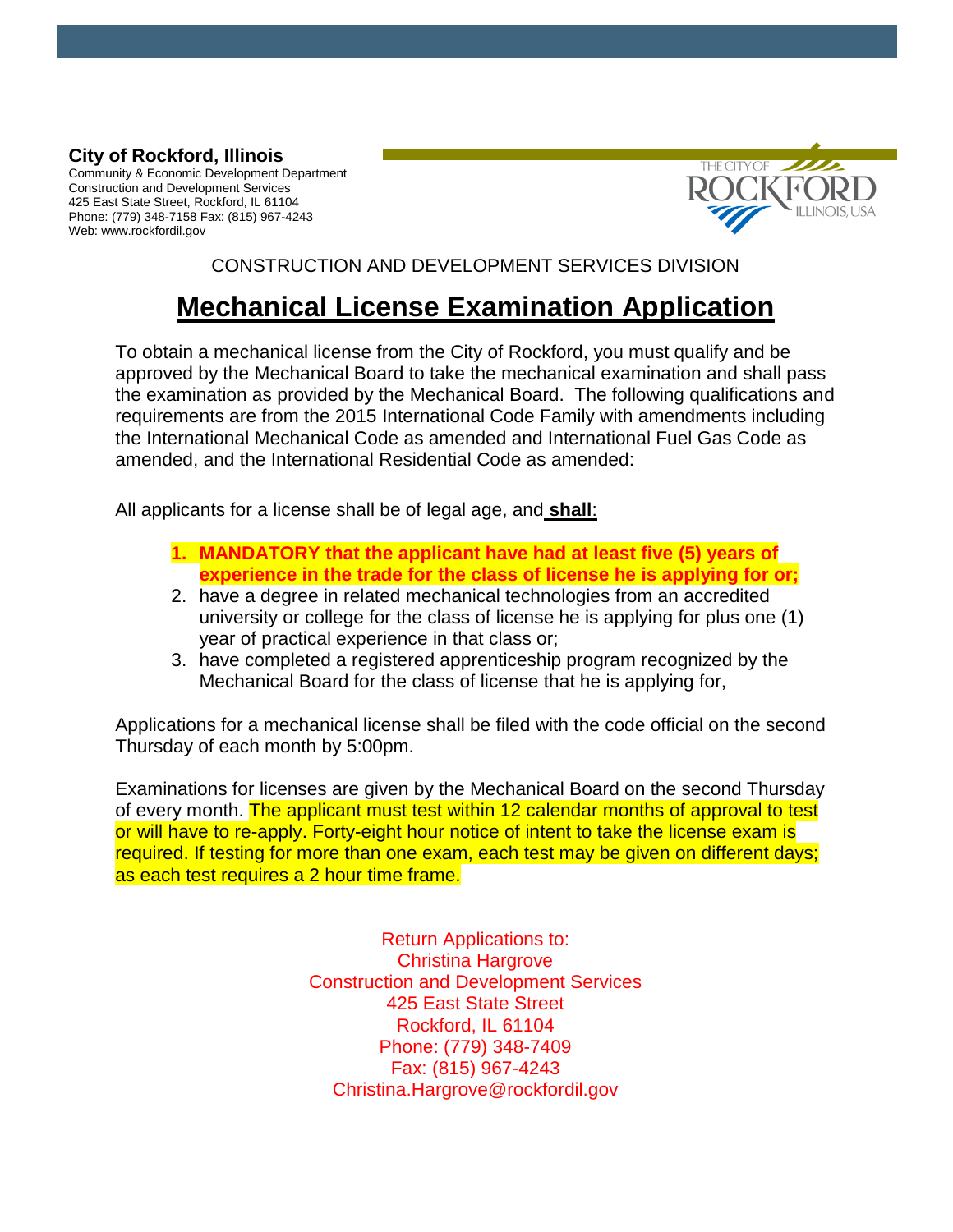**City of Rockford, Illinois**
Community & Economic Development Department
Construction and Development Services
425 East State Street, Rockford, IL 61104
Phone: (779) 348-7158 Fax: (815) 967-4243
Web: www.rockfordil.gov

CONSTRUCTION AND DEVELOPMENT SERVICES DIVISION

# Mechanical License Examination Application

To obtain a mechanical license from the City of Rockford, you must qualify and be approved by the Mechanical Board to take the mechanical examination and shall pass the examination as provided by the Mechanical Board. The following qualifications and requirements are from the 2015 International Code Family with amendments including the International Mechanical Code as amended and International Fuel Gas Code as amended, and the International Residential Code as amended:

All applicants for a license shall be of legal age, and **shall**:

1. **MANDATORY that the applicant have had at least five (5) years of experience in the trade for the class of license he is applying for or;**
2. have a degree in related mechanical technologies from an accredited university or college for the class of license he is applying for plus one (1) year of practical experience in that class or;
3. have completed a registered apprenticeship program recognized by the Mechanical Board for the class of license that he is applying for,

Applications for a mechanical license shall be filed with the code official on the second Thursday of each month by 5:00pm.

Examinations for licenses are given by the Mechanical Board on the second Thursday of every month. The applicant must test within 12 calendar months of approval to test or will have to re-apply. Forty-eight hour notice of intent to take the license exam is required. If testing for more than one exam, each test may be given on different days; as each test requires a 2 hour time frame.

Return Applications to:
Christina Hargrove
Construction and Development Services
425 East State Street
Rockford, IL 61104
Phone: (779) 348-7409
Fax: (815) 967-4243
Christina.Hargrove@rockfordil.gov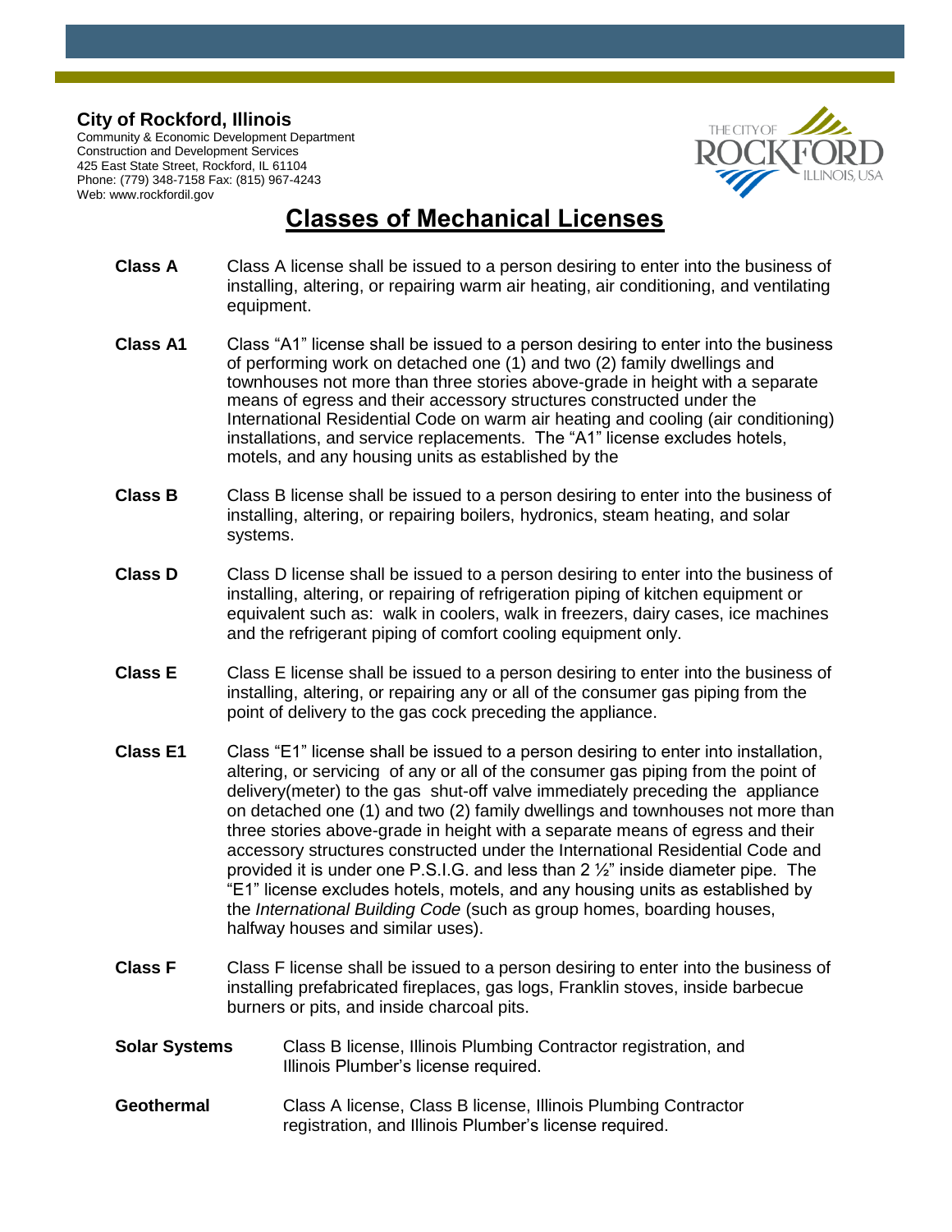**City of Rockford, Illinois**
Community & Economic Development Department
Construction and Development Services
425 East State Street, Rockford, IL 61104
Phone: (779) 348-7158 Fax: (815) 967-4243
Web: www.rockfordil.gov

# Classes of Mechanical Licenses

**Class A** — Class A license shall be issued to a person desiring to enter into the business of installing, altering, or repairing warm air heating, air conditioning, and ventilating equipment.

**Class A1** — Class "A1" license shall be issued to a person desiring to enter into the business of performing work on detached one (1) and two (2) family dwellings and townhouses not more than three stories above-grade in height with a separate means of egress and their accessory structures constructed under the International Residential Code on warm air heating and cooling (air conditioning) installations, and service replacements. The "A1" license excludes hotels, motels, and any housing units as established by the

**Class B** — Class B license shall be issued to a person desiring to enter into the business of installing, altering, or repairing boilers, hydronics, steam heating, and solar systems.

**Class D** — Class D license shall be issued to a person desiring to enter into the business of installing, altering, or repairing of refrigeration piping of kitchen equipment or equivalent such as: walk in coolers, walk in freezers, dairy cases, ice machines and the refrigerant piping of comfort cooling equipment only.

**Class E** — Class E license shall be issued to a person desiring to enter into the business of installing, altering, or repairing any or all of the consumer gas piping from the point of delivery to the gas cock preceding the appliance.

**Class E1** — Class "E1" license shall be issued to a person desiring to enter into installation, altering, or servicing of any or all of the consumer gas piping from the point of delivery(meter) to the gas shut-off valve immediately preceding the appliance on detached one (1) and two (2) family dwellings and townhouses not more than three stories above-grade in height with a separate means of egress and their accessory structures constructed under the International Residential Code and provided it is under one P.S.I.G. and less than 2 ½" inside diameter pipe. The "E1" license excludes hotels, motels, and any housing units as established by the *International Building Code* (such as group homes, boarding houses, halfway houses and similar uses).

**Class F** — Class F license shall be issued to a person desiring to enter into the business of installing prefabricated fireplaces, gas logs, Franklin stoves, inside barbecue burners or pits, and inside charcoal pits.

**Solar Systems** — Class B license, Illinois Plumbing Contractor registration, and Illinois Plumber's license required.

**Geothermal** — Class A license, Class B license, Illinois Plumbing Contractor registration, and Illinois Plumber's license required.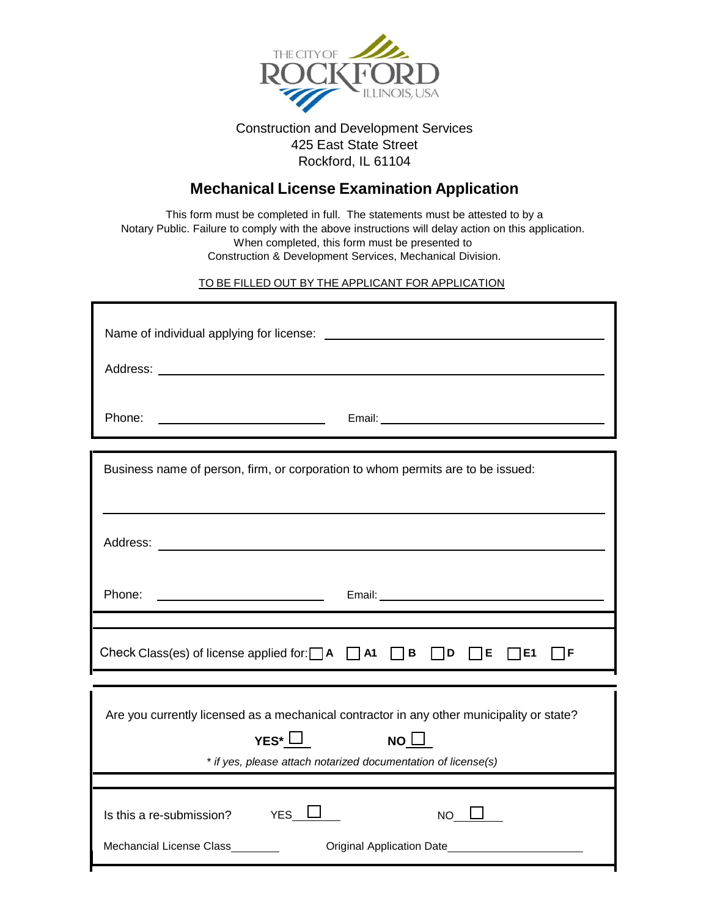THE CITY OF ROCKFORD ILLINOIS, USA

Construction and Development Services
425 East State Street
Rockford, IL 61104

## Mechanical License Examination Application

This form must be completed in full. The statements must be attested to by a Notary Public. Failure to comply with the above instructions will delay action on this application. When completed, this form must be presented to Construction & Development Services, Mechanical Division.

TO BE FILLED OUT BY THE APPLICANT FOR APPLICATION

Name of individual applying for license: ______________________

Address: ______________________

Phone: ______________ Email: ______________

Business name of person, firm, or corporation to whom permits are to be issued:

______________________

Address: ______________________

Phone: ______________ Email: ______________

Check Class(es) of license applied for: ☐ **A** ☐ **A1** ☐ **B** ☐ **D** ☐ **E** ☐ **E1** ☐ **F**

Are you currently licensed as a mechanical contractor in any other municipality or state?

**YES*** ☐ **NO** ☐

*\* if yes, please attach notarized documentation of license(s)*

Is this a re-submission? YES ☐ NO ☐

Mechancial License Class________ Original Application Date______________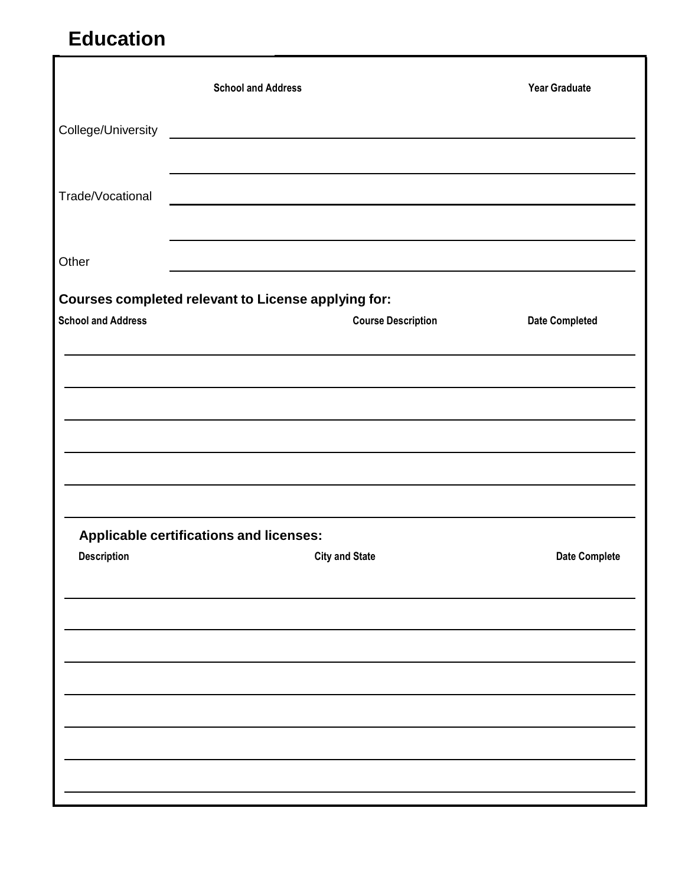## Education

| | School and Address | Year Graduate |
|---|---|---|
| College/University | | |
| | | |
| Trade/Vocational | | |
| | | |
| Other | | |

**Courses completed relevant to License applying for:**

| School and Address | Course Description | Date Completed |
|---|---|---|
| | | |
| | | |
| | | |
| | | |
| | | |
| | | |

**Applicable certifications and licenses:**

| Description | City and State | Date Complete |
|---|---|---|
| | | |
| | | |
| | | |
| | | |
| | | |
| | | |
| | | |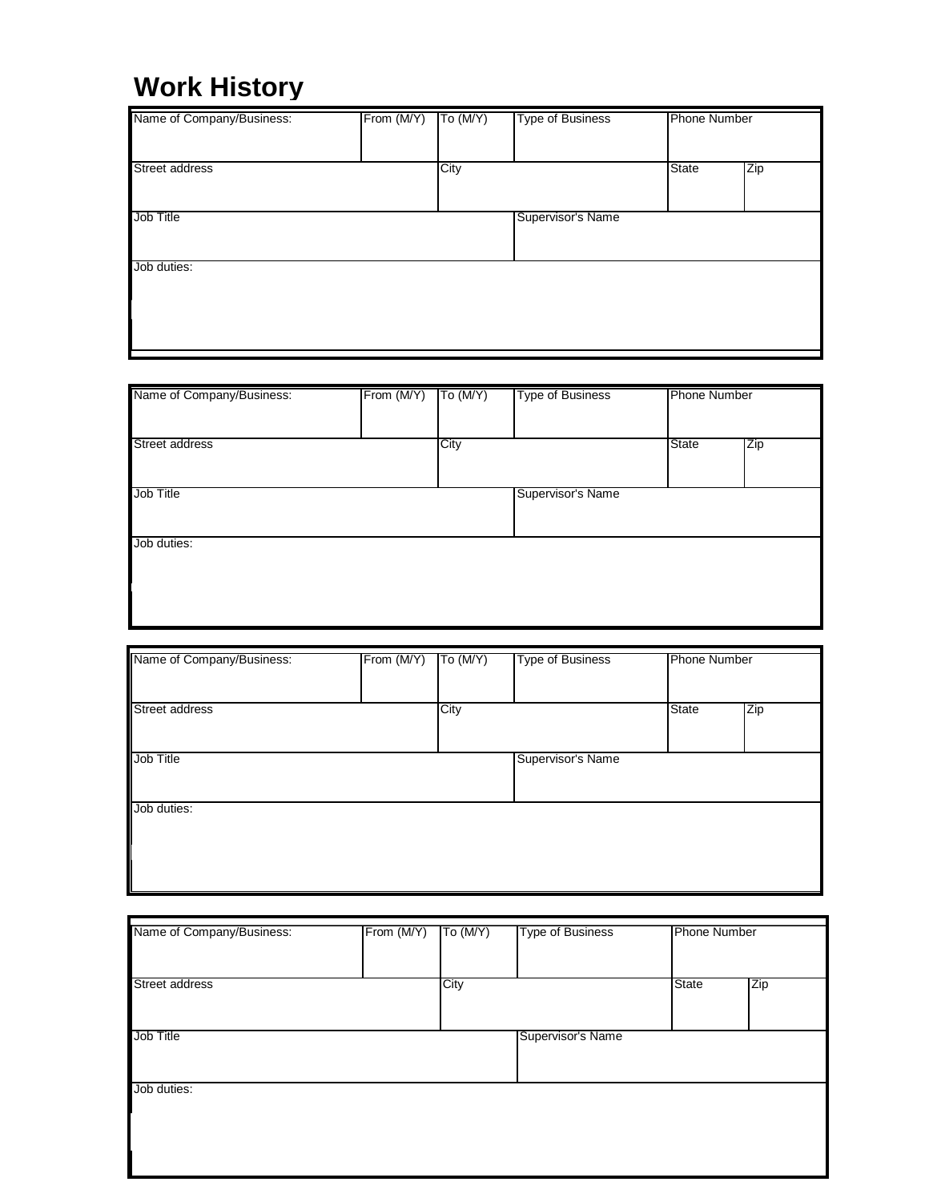# Work History

| Name of Company/Business: | From (M/Y) | To (M/Y) | Type of Business | Phone Number | |
|---|---|---|---|---|---|
| Street address | | City | | State | Zip |
| Job Title | | | Supervisor's Name | | |
| Job duties: | | | | | |

| Name of Company/Business: | From (M/Y) | To (M/Y) | Type of Business | Phone Number | |
|---|---|---|---|---|---|
| Street address | | City | | State | Zip |
| Job Title | | | Supervisor's Name | | |
| Job duties: | | | | | |

| Name of Company/Business: | From (M/Y) | To (M/Y) | Type of Business | Phone Number | |
|---|---|---|---|---|---|
| Street address | | City | | State | Zip |
| Job Title | | | Supervisor's Name | | |
| Job duties: | | | | | |

| Name of Company/Business: | From (M/Y) | To (M/Y) | Type of Business | Phone Number | |
|---|---|---|---|---|---|
| Street address | | City | | State | Zip |
| Job Title | | | Supervisor's Name | | |
| Job duties: | | | | | |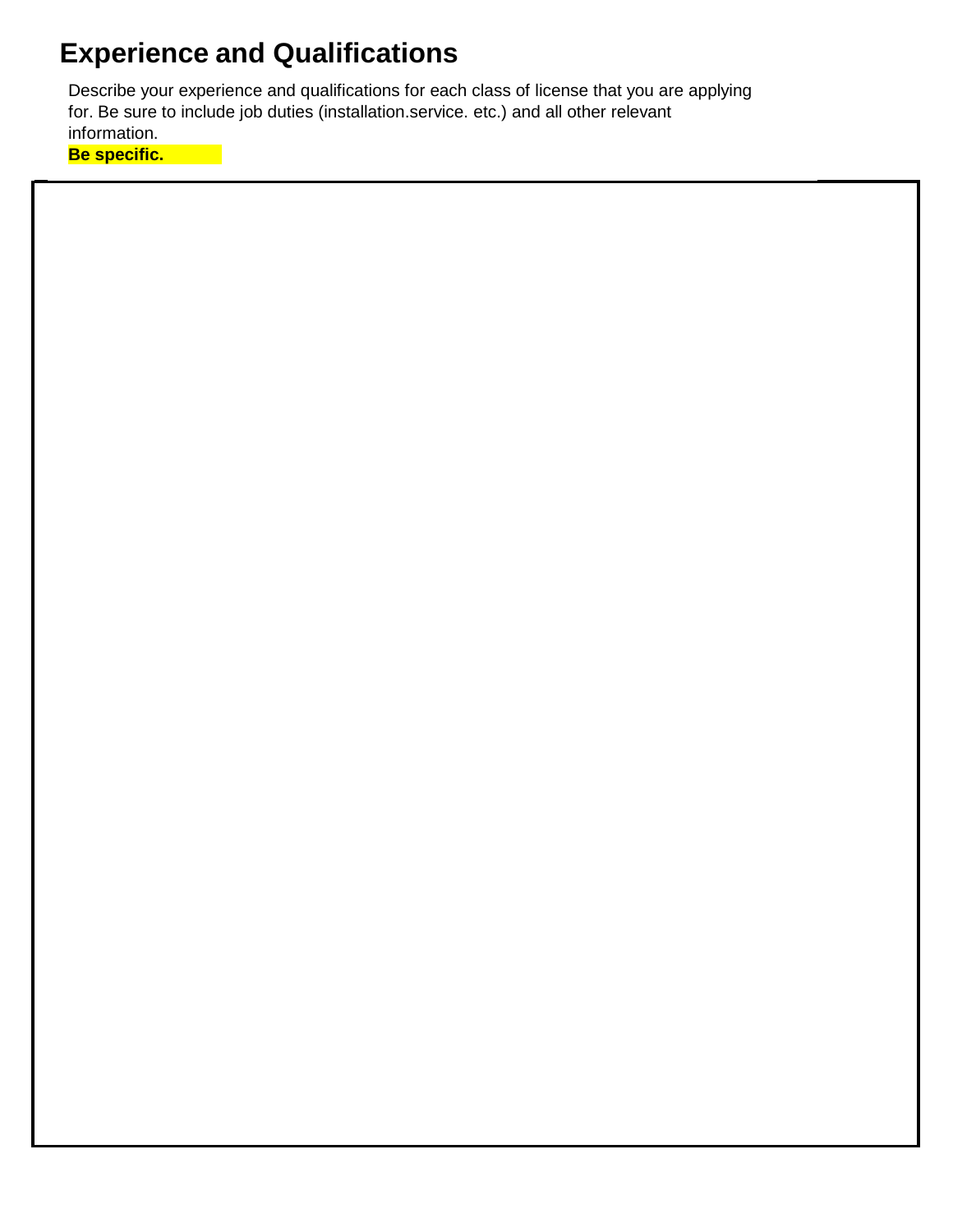# Experience and Qualifications

Describe your experience and qualifications for each class of license that you are applying for. Be sure to include job duties (installation.service. etc.) and all other relevant information.

**Be specific.**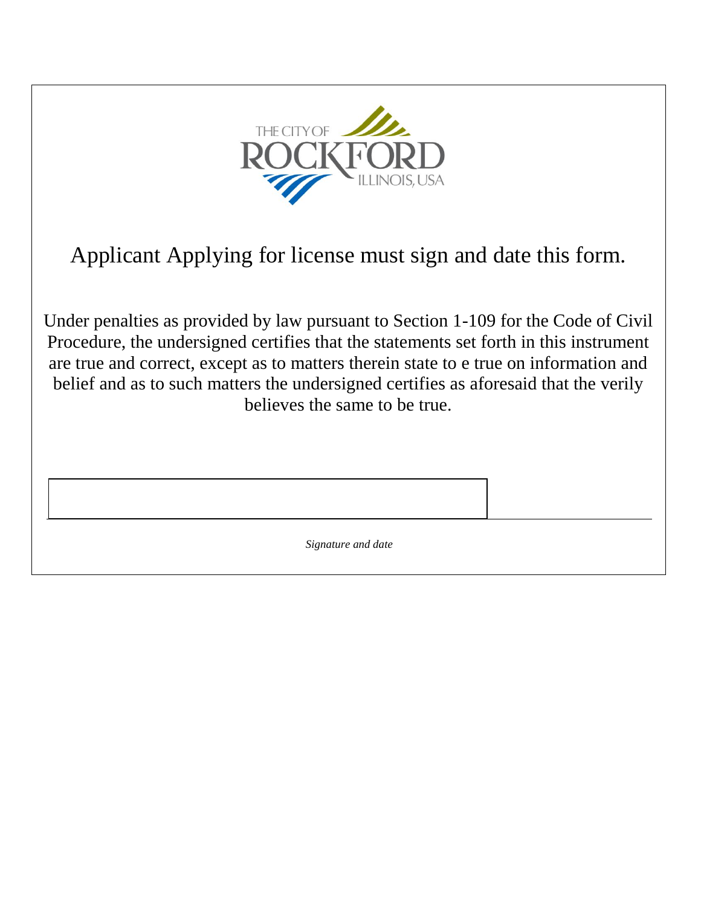THE CITY OF ROCKFORD ILLINOIS, USA

Applicant Applying for license must sign and date this form.

Under penalties as provided by law pursuant to Section 1-109 for the Code of Civil Procedure, the undersigned certifies that the statements set forth in this instrument are true and correct, except as to matters therein state to e true on information and belief and as to such matters the undersigned certifies as aforesaid that the verily believes the same to be true.

*Signature and date*